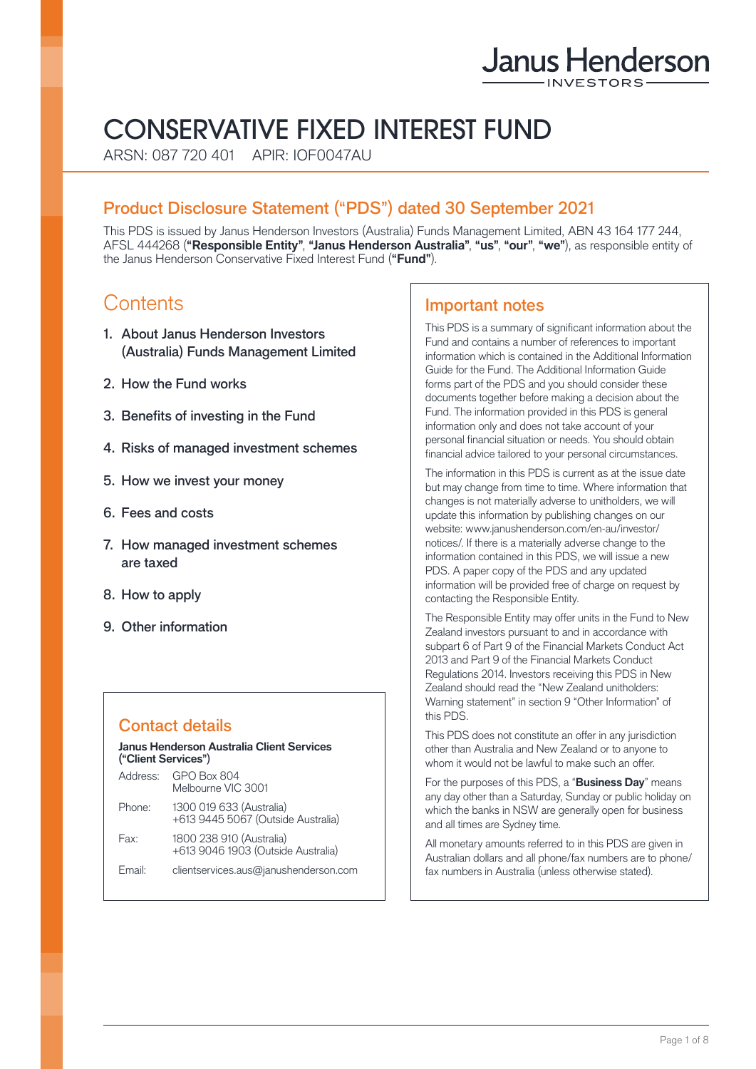Janus Henderson INVESTORS

# CONSERVATIVE FIXED INTEREST FUND

ARSN: 087 720 401 APIR: IOF0047AU

## Product Disclosure Statement ("PDS") dated 30 September 2021

This PDS is issued by Janus Henderson Investors (Australia) Funds Management Limited, ABN 43 164 177 244, AFSL 444268 (**"Responsible Entity"**, **"Janus Henderson Australia"**, **"us"**, **"our"**, **"we"**), as responsible entity of the Janus Henderson Conservative Fixed Interest Fund (**"Fund"**).

## Contents

1. About Janus Henderson Investors (Australia) Funds Management Limited
2. How the Fund works
3. Benefits of investing in the Fund
4. Risks of managed investment schemes
5. How we invest your money
6. Fees and costs
7. How managed investment schemes are taxed
8. How to apply
9. Other information

## Contact details

**Janus Henderson Australia Client Services ("Client Services")**

| | |
|---|---|
| Address: | GPO Box 804<br>Melbourne VIC 3001 |
| Phone: | 1300 019 633 (Australia)<br>+613 9445 5067 (Outside Australia) |
| Fax: | 1800 238 910 (Australia)<br>+613 9046 1903 (Outside Australia) |
| Email: | clientservices.aus@janushenderson.com |

## Important notes

This PDS is a summary of significant information about the Fund and contains a number of references to important information which is contained in the Additional Information Guide for the Fund. The Additional Information Guide forms part of the PDS and you should consider these documents together before making a decision about the Fund. The information provided in this PDS is general information only and does not take account of your personal financial situation or needs. You should obtain financial advice tailored to your personal circumstances.

The information in this PDS is current as at the issue date but may change from time to time. Where information that changes is not materially adverse to unitholders, we will update this information by publishing changes on our website: www.janushenderson.com/en-au/investor/notices/. If there is a materially adverse change to the information contained in this PDS, we will issue a new PDS. A paper copy of the PDS and any updated information will be provided free of charge on request by contacting the Responsible Entity.

The Responsible Entity may offer units in the Fund to New Zealand investors pursuant to and in accordance with subpart 6 of Part 9 of the Financial Markets Conduct Act 2013 and Part 9 of the Financial Markets Conduct Regulations 2014. Investors receiving this PDS in New Zealand should read the "New Zealand unitholders: Warning statement" in section 9 "Other Information" of this PDS.

This PDS does not constitute an offer in any jurisdiction other than Australia and New Zealand or to anyone to whom it would not be lawful to make such an offer.

For the purposes of this PDS, a "**Business Day**" means any day other than a Saturday, Sunday or public holiday on which the banks in NSW are generally open for business and all times are Sydney time.

All monetary amounts referred to in this PDS are given in Australian dollars and all phone/fax numbers are to phone/fax numbers in Australia (unless otherwise stated).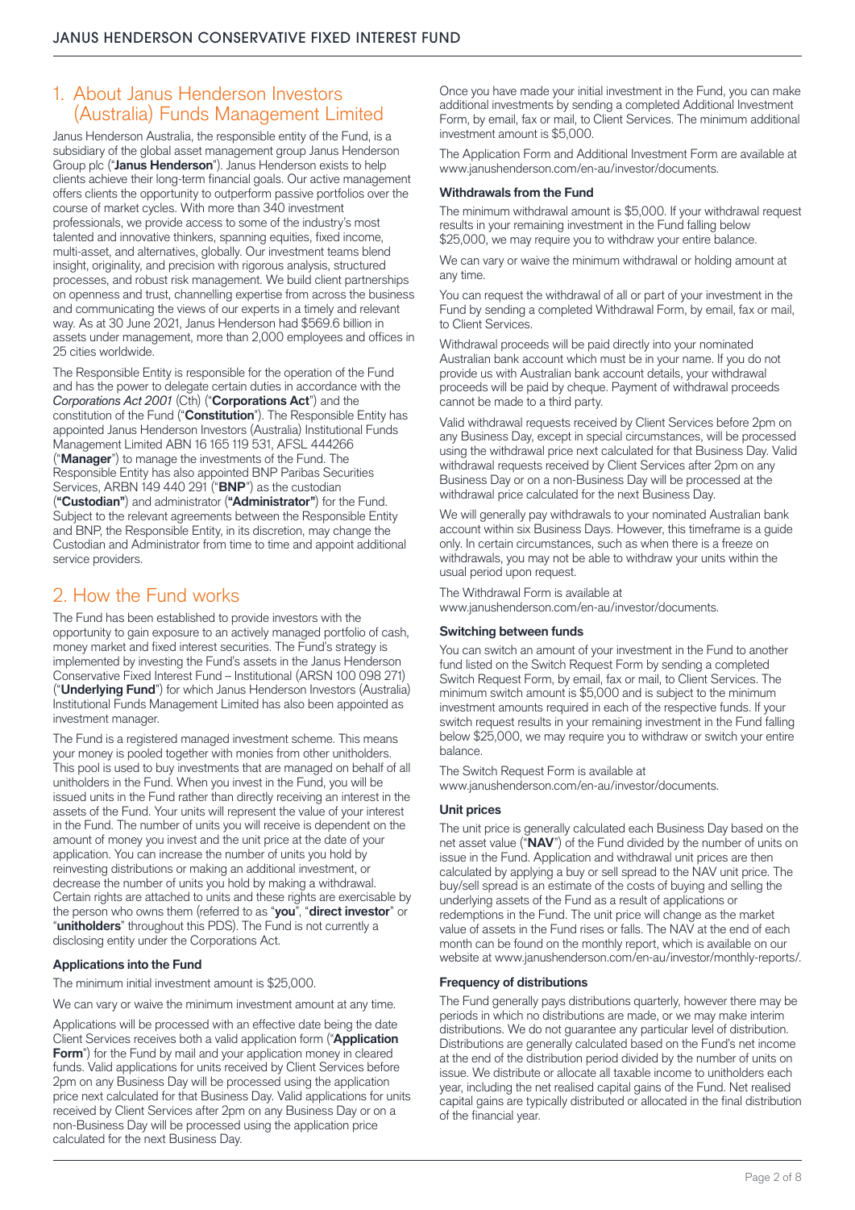## 1. About Janus Henderson Investors (Australia) Funds Management Limited

Janus Henderson Australia, the responsible entity of the Fund, is a subsidiary of the global asset management group Janus Henderson Group plc ("**Janus Henderson**"). Janus Henderson exists to help clients achieve their long-term financial goals. Our active management offers clients the opportunity to outperform passive portfolios over the course of market cycles. With more than 340 investment professionals, we provide access to some of the industry's most talented and innovative thinkers, spanning equities, fixed income, multi-asset, and alternatives, globally. Our investment teams blend insight, originality, and precision with rigorous analysis, structured processes, and robust risk management. We build client partnerships on openness and trust, channelling expertise from across the business and communicating the views of our experts in a timely and relevant way. As at 30 June 2021, Janus Henderson had $569.6 billion in assets under management, more than 2,000 employees and offices in 25 cities worldwide.

The Responsible Entity is responsible for the operation of the Fund and has the power to delegate certain duties in accordance with the *Corporations Act 2001* (Cth) ("**Corporations Act**") and the constitution of the Fund ("**Constitution**"). The Responsible Entity has appointed Janus Henderson Investors (Australia) Institutional Funds Management Limited ABN 16 165 119 531, AFSL 444266 ("**Manager**") to manage the investments of the Fund. The Responsible Entity has also appointed BNP Paribas Securities Services, ARBN 149 440 291 ("**BNP**") as the custodian (**"Custodian"**) and administrator (**"Administrator"**) for the Fund. Subject to the relevant agreements between the Responsible Entity and BNP, the Responsible Entity, in its discretion, may change the Custodian and Administrator from time to time and appoint additional service providers.

## 2. How the Fund works

The Fund has been established to provide investors with the opportunity to gain exposure to an actively managed portfolio of cash, money market and fixed interest securities. The Fund's strategy is implemented by investing the Fund's assets in the Janus Henderson Conservative Fixed Interest Fund – Institutional (ARSN 100 098 271) ("**Underlying Fund**") for which Janus Henderson Investors (Australia) Institutional Funds Management Limited has also been appointed as investment manager.

The Fund is a registered managed investment scheme. This means your money is pooled together with monies from other unitholders. This pool is used to buy investments that are managed on behalf of all unitholders in the Fund. When you invest in the Fund, you will be issued units in the Fund rather than directly receiving an interest in the assets of the Fund. Your units will represent the value of your interest in the Fund. The number of units you will receive is dependent on the amount of money you invest and the unit price at the date of your application. You can increase the number of units you hold by reinvesting distributions or making an additional investment, or decrease the number of units you hold by making a withdrawal. Certain rights are attached to units and these rights are exercisable by the person who owns them (referred to as "**you**", "**direct investor**" or "**unitholders**" throughout this PDS). The Fund is not currently a disclosing entity under the Corporations Act.

### Applications into the Fund

The minimum initial investment amount is $25,000.

We can vary or waive the minimum investment amount at any time.

Applications will be processed with an effective date being the date Client Services receives both a valid application form ("**Application Form**") for the Fund by mail and your application money in cleared funds. Valid applications for units received by Client Services before 2pm on any Business Day will be processed using the application price next calculated for that Business Day. Valid applications for units received by Client Services after 2pm on any Business Day or on a non-Business Day will be processed using the application price calculated for the next Business Day.

Once you have made your initial investment in the Fund, you can make additional investments by sending a completed Additional Investment Form, by email, fax or mail, to Client Services. The minimum additional investment amount is $5,000.

The Application Form and Additional Investment Form are available at www.janushenderson.com/en-au/investor/documents.

### Withdrawals from the Fund

The minimum withdrawal amount is $5,000. If your withdrawal request results in your remaining investment in the Fund falling below $25,000, we may require you to withdraw your entire balance.

We can vary or waive the minimum withdrawal or holding amount at any time.

You can request the withdrawal of all or part of your investment in the Fund by sending a completed Withdrawal Form, by email, fax or mail, to Client Services.

Withdrawal proceeds will be paid directly into your nominated Australian bank account which must be in your name. If you do not provide us with Australian bank account details, your withdrawal proceeds will be paid by cheque. Payment of withdrawal proceeds cannot be made to a third party.

Valid withdrawal requests received by Client Services before 2pm on any Business Day, except in special circumstances, will be processed using the withdrawal price next calculated for that Business Day. Valid withdrawal requests received by Client Services after 2pm on any Business Day or on a non-Business Day will be processed at the withdrawal price calculated for the next Business Day.

We will generally pay withdrawals to your nominated Australian bank account within six Business Days. However, this timeframe is a guide only. In certain circumstances, such as when there is a freeze on withdrawals, you may not be able to withdraw your units within the usual period upon request.

The Withdrawal Form is available at www.janushenderson.com/en-au/investor/documents.

### Switching between funds

You can switch an amount of your investment in the Fund to another fund listed on the Switch Request Form by sending a completed Switch Request Form, by email, fax or mail, to Client Services. The minimum switch amount is $5,000 and is subject to the minimum investment amounts required in each of the respective funds. If your switch request results in your remaining investment in the Fund falling below $25,000, we may require you to withdraw or switch your entire balance.

The Switch Request Form is available at www.janushenderson.com/en-au/investor/documents.

### Unit prices

The unit price is generally calculated each Business Day based on the net asset value ("**NAV**") of the Fund divided by the number of units on issue in the Fund. Application and withdrawal unit prices are then calculated by applying a buy or sell spread to the NAV unit price. The buy/sell spread is an estimate of the costs of buying and selling the underlying assets of the Fund as a result of applications or redemptions in the Fund. The unit price will change as the market value of assets in the Fund rises or falls. The NAV at the end of each month can be found on the monthly report, which is available on our website at www.janushenderson.com/en-au/investor/monthly-reports/.

### Frequency of distributions

The Fund generally pays distributions quarterly, however there may be periods in which no distributions are made, or we may make interim distributions. We do not guarantee any particular level of distribution. Distributions are generally calculated based on the Fund's net income at the end of the distribution period divided by the number of units on issue. We distribute or allocate all taxable income to unitholders each year, including the net realised capital gains of the Fund. Net realised capital gains are typically distributed or allocated in the final distribution of the financial year.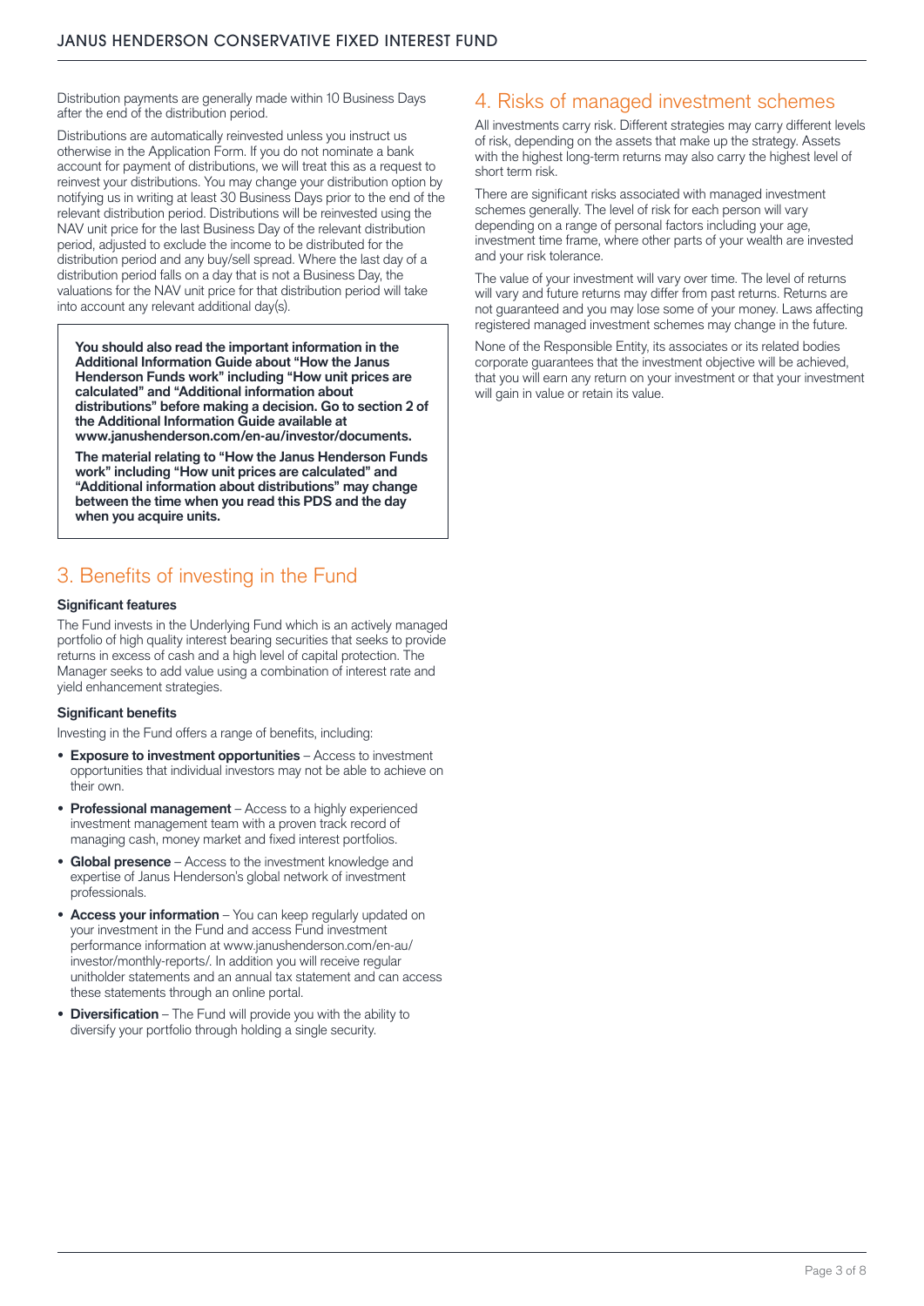Distribution payments are generally made within 10 Business Days after the end of the distribution period.

Distributions are automatically reinvested unless you instruct us otherwise in the Application Form. If you do not nominate a bank account for payment of distributions, we will treat this as a request to reinvest your distributions. You may change your distribution option by notifying us in writing at least 30 Business Days prior to the end of the relevant distribution period. Distributions will be reinvested using the NAV unit price for the last Business Day of the relevant distribution period, adjusted to exclude the income to be distributed for the distribution period and any buy/sell spread. Where the last day of a distribution period falls on a day that is not a Business Day, the valuations for the NAV unit price for that distribution period will take into account any relevant additional day(s).

> **You should also read the important information in the Additional Information Guide about "How the Janus Henderson Funds work" including "How unit prices are calculated" and "Additional information about distributions" before making a decision. Go to section 2 of the Additional Information Guide available at www.janushenderson.com/en-au/investor/documents.**
>
> **The material relating to "How the Janus Henderson Funds work" including "How unit prices are calculated" and "Additional information about distributions" may change between the time when you read this PDS and the day when you acquire units.**

## 3. Benefits of investing in the Fund

### Significant features

The Fund invests in the Underlying Fund which is an actively managed portfolio of high quality interest bearing securities that seeks to provide returns in excess of cash and a high level of capital protection. The Manager seeks to add value using a combination of interest rate and yield enhancement strategies.

### Significant benefits

Investing in the Fund offers a range of benefits, including:

- **Exposure to investment opportunities** – Access to investment opportunities that individual investors may not be able to achieve on their own.
- **Professional management** – Access to a highly experienced investment management team with a proven track record of managing cash, money market and fixed interest portfolios.
- **Global presence** – Access to the investment knowledge and expertise of Janus Henderson's global network of investment professionals.
- **Access your information** – You can keep regularly updated on your investment in the Fund and access Fund investment performance information at www.janushenderson.com/en-au/investor/monthly-reports/. In addition you will receive regular unitholder statements and an annual tax statement and can access these statements through an online portal.
- **Diversification** – The Fund will provide you with the ability to diversify your portfolio through holding a single security.

## 4. Risks of managed investment schemes

All investments carry risk. Different strategies may carry different levels of risk, depending on the assets that make up the strategy. Assets with the highest long-term returns may also carry the highest level of short term risk.

There are significant risks associated with managed investment schemes generally. The level of risk for each person will vary depending on a range of personal factors including your age, investment time frame, where other parts of your wealth are invested and your risk tolerance.

The value of your investment will vary over time. The level of returns will vary and future returns may differ from past returns. Returns are not guaranteed and you may lose some of your money. Laws affecting registered managed investment schemes may change in the future.

None of the Responsible Entity, its associates or its related bodies corporate guarantees that the investment objective will be achieved, that you will earn any return on your investment or that your investment will gain in value or retain its value.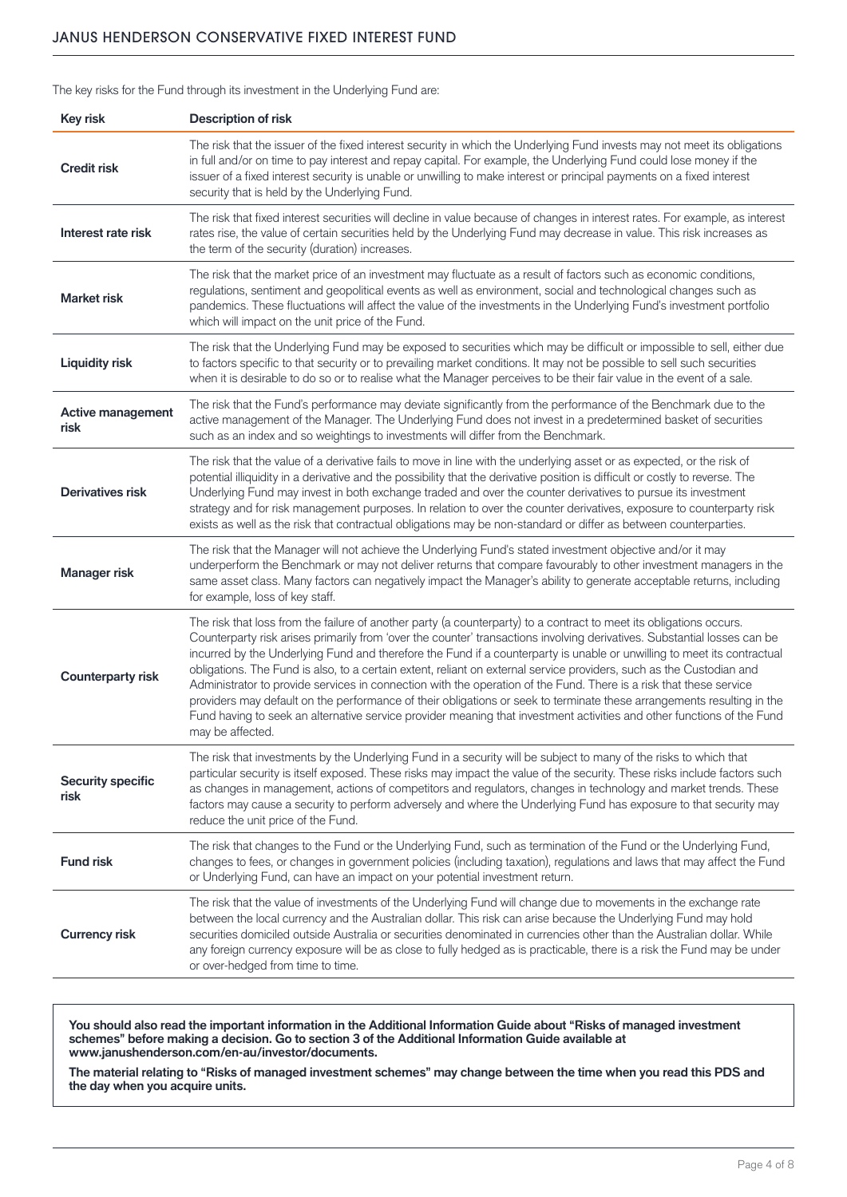The key risks for the Fund through its investment in the Underlying Fund are:

| Key risk | Description of risk |
|---|---|
| **Credit risk** | The risk that the issuer of the fixed interest security in which the Underlying Fund invests may not meet its obligations in full and/or on time to pay interest and repay capital. For example, the Underlying Fund could lose money if the issuer of a fixed interest security is unable or unwilling to make interest or principal payments on a fixed interest security that is held by the Underlying Fund. |
| **Interest rate risk** | The risk that fixed interest securities will decline in value because of changes in interest rates. For example, as interest rates rise, the value of certain securities held by the Underlying Fund may decrease in value. This risk increases as the term of the security (duration) increases. |
| **Market risk** | The risk that the market price of an investment may fluctuate as a result of factors such as economic conditions, regulations, sentiment and geopolitical events as well as environment, social and technological changes such as pandemics. These fluctuations will affect the value of the investments in the Underlying Fund's investment portfolio which will impact on the unit price of the Fund. |
| **Liquidity risk** | The risk that the Underlying Fund may be exposed to securities which may be difficult or impossible to sell, either due to factors specific to that security or to prevailing market conditions. It may not be possible to sell such securities when it is desirable to do so or to realise what the Manager perceives to be their fair value in the event of a sale. |
| **Active management risk** | The risk that the Fund's performance may deviate significantly from the performance of the Benchmark due to the active management of the Manager. The Underlying Fund does not invest in a predetermined basket of securities such as an index and so weightings to investments will differ from the Benchmark. |
| **Derivatives risk** | The risk that the value of a derivative fails to move in line with the underlying asset or as expected, or the risk of potential illiquidity in a derivative and the possibility that the derivative position is difficult or costly to reverse. The Underlying Fund may invest in both exchange traded and over the counter derivatives to pursue its investment strategy and for risk management purposes. In relation to over the counter derivatives, exposure to counterparty risk exists as well as the risk that contractual obligations may be non-standard or differ as between counterparties. |
| **Manager risk** | The risk that the Manager will not achieve the Underlying Fund's stated investment objective and/or it may underperform the Benchmark or may not deliver returns that compare favourably to other investment managers in the same asset class. Many factors can negatively impact the Manager's ability to generate acceptable returns, including for example, loss of key staff. |
| **Counterparty risk** | The risk that loss from the failure of another party (a counterparty) to a contract to meet its obligations occurs. Counterparty risk arises primarily from 'over the counter' transactions involving derivatives. Substantial losses can be incurred by the Underlying Fund and therefore the Fund if a counterparty is unable or unwilling to meet its contractual obligations. The Fund is also, to a certain extent, reliant on external service providers, such as the Custodian and Administrator to provide services in connection with the operation of the Fund. There is a risk that these service providers may default on the performance of their obligations or seek to terminate these arrangements resulting in the Fund having to seek an alternative service provider meaning that investment activities and other functions of the Fund may be affected. |
| **Security specific risk** | The risk that investments by the Underlying Fund in a security will be subject to many of the risks to which that particular security is itself exposed. These risks may impact the value of the security. These risks include factors such as changes in management, actions of competitors and regulators, changes in technology and market trends. These factors may cause a security to perform adversely and where the Underlying Fund has exposure to that security may reduce the unit price of the Fund. |
| **Fund risk** | The risk that changes to the Fund or the Underlying Fund, such as termination of the Fund or the Underlying Fund, changes to fees, or changes in government policies (including taxation), regulations and laws that may affect the Fund or Underlying Fund, can have an impact on your potential investment return. |
| **Currency risk** | The risk that the value of investments of the Underlying Fund will change due to movements in the exchange rate between the local currency and the Australian dollar. This risk can arise because the Underlying Fund may hold securities domiciled outside Australia or securities denominated in currencies other than the Australian dollar. While any foreign currency exposure will be as close to fully hedged as is practicable, there is a risk the Fund may be under or over-hedged from time to time. |

**You should also read the important information in the Additional Information Guide about "Risks of managed investment schemes" before making a decision. Go to section 3 of the Additional Information Guide available at www.janushenderson.com/en-au/investor/documents.**

**The material relating to "Risks of managed investment schemes" may change between the time when you read this PDS and the day when you acquire units.**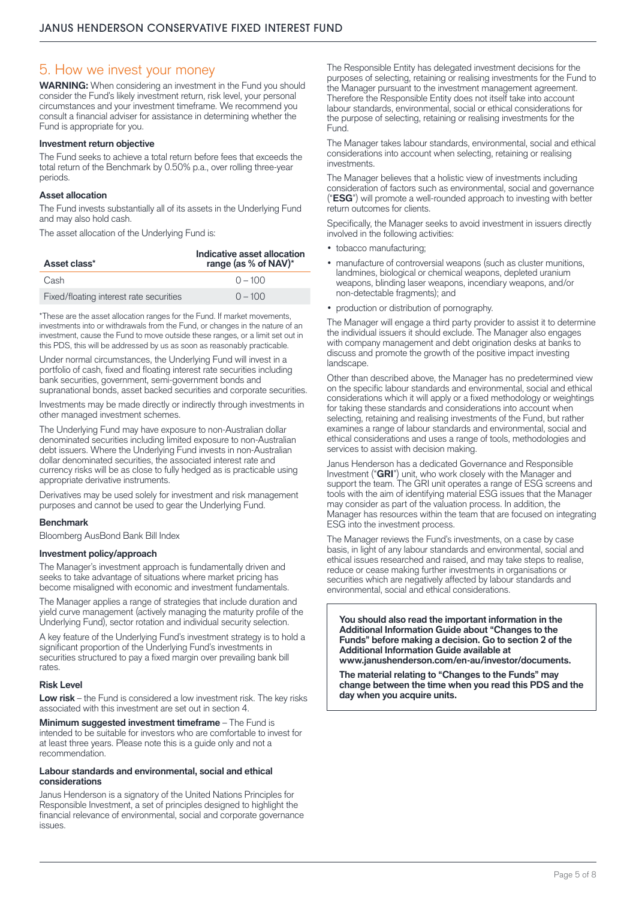## 5. How we invest your money

**WARNING:** When considering an investment in the Fund you should consider the Fund's likely investment return, risk level, your personal circumstances and your investment timeframe. We recommend you consult a financial adviser for assistance in determining whether the Fund is appropriate for you.

### Investment return objective

The Fund seeks to achieve a total return before fees that exceeds the total return of the Benchmark by 0.50% p.a., over rolling three-year periods.

### Asset allocation

The Fund invests substantially all of its assets in the Underlying Fund and may also hold cash.

The asset allocation of the Underlying Fund is:

| Asset class* | Indicative asset allocation range (as % of NAV)* |
|---|---|
| Cash | 0 – 100 |
| Fixed/floating interest rate securities | 0 – 100 |

*These are the asset allocation ranges for the Fund. If market movements, investments into or withdrawals from the Fund, or changes in the nature of an investment, cause the Fund to move outside these ranges, or a limit set out in this PDS, this will be addressed by us as soon as reasonably practicable.

Under normal circumstances, the Underlying Fund will invest in a portfolio of cash, fixed and floating interest rate securities including bank securities, government, semi-government bonds and supranational bonds, asset backed securities and corporate securities.

Investments may be made directly or indirectly through investments in other managed investment schemes.

The Underlying Fund may have exposure to non-Australian dollar denominated securities including limited exposure to non-Australian debt issuers. Where the Underlying Fund invests in non-Australian dollar denominated securities, the associated interest rate and currency risks will be as close to fully hedged as is practicable using appropriate derivative instruments.

Derivatives may be used solely for investment and risk management purposes and cannot be used to gear the Underlying Fund.

### Benchmark

Bloomberg AusBond Bank Bill Index

### Investment policy/approach

The Manager's investment approach is fundamentally driven and seeks to take advantage of situations where market pricing has become misaligned with economic and investment fundamentals.

The Manager applies a range of strategies that include duration and yield curve management (actively managing the maturity profile of the Underlying Fund), sector rotation and individual security selection.

A key feature of the Underlying Fund's investment strategy is to hold a significant proportion of the Underlying Fund's investments in securities structured to pay a fixed margin over prevailing bank bill rates.

### Risk Level

**Low risk** – the Fund is considered a low investment risk. The key risks associated with this investment are set out in section 4.

**Minimum suggested investment timeframe** – The Fund is intended to be suitable for investors who are comfortable to invest for at least three years. Please note this is a guide only and not a recommendation.

### Labour standards and environmental, social and ethical considerations

Janus Henderson is a signatory of the United Nations Principles for Responsible Investment, a set of principles designed to highlight the financial relevance of environmental, social and corporate governance issues.

The Responsible Entity has delegated investment decisions for the purposes of selecting, retaining or realising investments for the Fund to the Manager pursuant to the investment management agreement. Therefore the Responsible Entity does not itself take into account labour standards, environmental, social or ethical considerations for the purpose of selecting, retaining or realising investments for the Fund.

The Manager takes labour standards, environmental, social and ethical considerations into account when selecting, retaining or realising investments.

The Manager believes that a holistic view of investments including consideration of factors such as environmental, social and governance ("**ESG**") will promote a well-rounded approach to investing with better return outcomes for clients.

Specifically, the Manager seeks to avoid investment in issuers directly involved in the following activities:

- tobacco manufacturing;
- manufacture of controversial weapons (such as cluster munitions, landmines, biological or chemical weapons, depleted uranium weapons, blinding laser weapons, incendiary weapons, and/or non-detectable fragments); and
- production or distribution of pornography.

The Manager will engage a third party provider to assist it to determine the individual issuers it should exclude. The Manager also engages with company management and debt origination desks at banks to discuss and promote the growth of the positive impact investing landscape.

Other than described above, the Manager has no predetermined view on the specific labour standards and environmental, social and ethical considerations which it will apply or a fixed methodology or weightings for taking these standards and considerations into account when selecting, retaining and realising investments of the Fund, but rather examines a range of labour standards and environmental, social and ethical considerations and uses a range of tools, methodologies and services to assist with decision making.

Janus Henderson has a dedicated Governance and Responsible Investment ("**GRI**") unit, who work closely with the Manager and support the team. The GRI unit operates a range of ESG screens and tools with the aim of identifying material ESG issues that the Manager may consider as part of the valuation process. In addition, the Manager has resources within the team that are focused on integrating ESG into the investment process.

The Manager reviews the Fund's investments, on a case by case basis, in light of any labour standards and environmental, social and ethical issues researched and raised, and may take steps to realise, reduce or cease making further investments in organisations or securities which are negatively affected by labour standards and environmental, social and ethical considerations.

**You should also read the important information in the Additional Information Guide about "Changes to the Funds" before making a decision. Go to section 2 of the Additional Information Guide available at www.janushenderson.com/en-au/investor/documents.**

**The material relating to "Changes to the Funds" may change between the time when you read this PDS and the day when you acquire units.**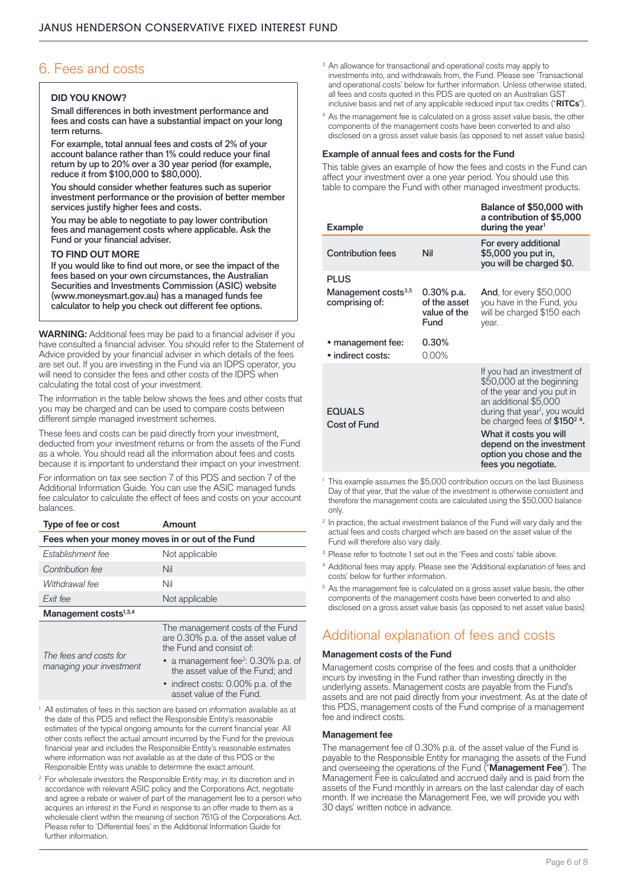## 6. Fees and costs

**DID YOU KNOW?**

**Small differences in both investment performance and fees and costs can have a substantial impact on your long term returns.**

**For example, total annual fees and costs of 2% of your account balance rather than 1% could reduce your final return by up to 20% over a 30 year period (for example, reduce it from $100,000 to $80,000).**

**You should consider whether features such as superior investment performance or the provision of better member services justify higher fees and costs.**

**You may be able to negotiate to pay lower contribution fees and management costs where applicable. Ask the Fund or your financial adviser.**

**TO FIND OUT MORE**

**If you would like to find out more, or see the impact of the fees based on your own circumstances, the Australian Securities and Investments Commission (ASIC) website (www.moneysmart.gov.au) has a managed funds fee calculator to help you check out different fee options.**

**WARNING:** Additional fees may be paid to a financial adviser if you have consulted a financial adviser. You should refer to the Statement of Advice provided by your financial adviser in which details of the fees are set out. If you are investing in the Fund via an IDPS operator, you will need to consider the fees and other costs of the IDPS when calculating the total cost of your investment.

The information in the table below shows the fees and other costs that you may be charged and can be used to compare costs between different simple managed investment schemes.

These fees and costs can be paid directly from your investment, deducted from your investment returns or from the assets of the Fund as a whole. You should read all the information about fees and costs because it is important to understand their impact on your investment.

For information on tax see section 7 of this PDS and section 7 of the Additional Information Guide. You can use the ASIC managed funds fee calculator to calculate the effect of fees and costs on your account balances.

| Type of fee or cost | Amount |
|---|---|
| **Fees when your money moves in or out of the Fund** | |
| *Establishment fee* | Not applicable |
| *Contribution fee* | Nil |
| *Withdrawal fee* | Nil |
| *Exit fee* | Not applicable |
| **Management costs[1,3,4]** | |
| *The fees and costs for managing your investment* | The management costs of the Fund are 0.30% p.a. of the asset value of the Fund and consist of:<br>• a management fee[2]: 0.30% p.a. of the asset value of the Fund; and<br>• indirect costs: 0.00% p.a. of the asset value of the Fund. |

[1] All estimates of fees in this section are based on information available as at the date of this PDS and reflect the Responsible Entity's reasonable estimates of the typical ongoing amounts for the current financial year. All other costs reflect the actual amount incurred by the Fund for the previous financial year and includes the Responsible Entity's reasonable estimates where information was not available as at the date of this PDS or the Responsible Entity was unable to determine the exact amount.

[2] For wholesale investors the Responsible Entity may, in its discretion and in accordance with relevant ASIC policy and the Corporations Act, negotiate and agree a rebate or waiver of part of the management fee to a person who acquires an interest in the Fund in response to an offer made to them as a wholesale client within the meaning of section 761G of the Corporations Act. Please refer to 'Differential fees' in the Additional Information Guide for further information.

[3] An allowance for transactional and operational costs may apply to investments into, and withdrawals from, the Fund. Please see 'Transactional and operational costs' below for further information. Unless otherwise stated, all fees and costs quoted in this PDS are quoted on an Australian GST inclusive basis and net of any applicable reduced input tax credits ("**RITCs**").

[4] As the management fee is calculated on a gross asset value basis, the other components of the management costs have been converted to and also disclosed on a gross asset value basis (as opposed to net asset value basis).

### Example of annual fees and costs for the Fund

This table gives an example of how the fees and costs in the Fund can affect your investment over a one year period. You should use this table to compare the Fund with other managed investment products.

| Example | | Balance of $50,000 with a contribution of $5,000 during the year[1] |
|---|---|---|
| Contribution fees | Nil | For every additional $5,000 you put in, you will be charged $0. |
| PLUS<br>Management costs[3,5] comprising of: | 0.30% p.a. of the asset value of the Fund | **And**, for every $50,000 you have in the Fund, you will be charged $150 each year. |
| • management fee:<br>• indirect costs: | 0.30%<br>0.00% | |
| EQUALS<br>Cost of Fund | | If you had an investment of $50,000 at the beginning of the year and you put in an additional $5,000 during that year[1], you would be charged fees of **$150**[2, 4].<br>**What it costs you will depend on the investment option you chose and the fees you negotiate.** |

[1] This example assumes the $5,000 contribution occurs on the last Business Day of that year, that the value of the investment is otherwise consistent and therefore the management costs are calculated using the $50,000 balance only.

[2] In practice, the actual investment balance of the Fund will vary daily and the actual fees and costs charged which are based on the asset value of the Fund will therefore also vary daily.

[3] Please refer to footnote 1 set out in the 'Fees and costs' table above.

[4] Additional fees may apply. Please see the 'Additional explanation of fees and costs' below for further information.

[5] As the management fee is calculated on a gross asset value basis, the other components of the management costs have been converted to and also disclosed on a gross asset value basis (as opposed to net asset value basis).

## Additional explanation of fees and costs

### Management costs of the Fund

Management costs comprise of the fees and costs that a unitholder incurs by investing in the Fund rather than investing directly in the underlying assets. Management costs are payable from the Fund's assets and are not paid directly from your investment. As at the date of this PDS, management costs of the Fund comprise of a management fee and indirect costs.

### Management fee

The management fee of 0.30% p.a. of the asset value of the Fund is payable to the Responsible Entity for managing the assets of the Fund and overseeing the operations of the Fund ("**Management Fee**"). The Management Fee is calculated and accrued daily and is paid from the assets of the Fund monthly in arrears on the last calendar day of each month. If we increase the Management Fee, we will provide you with 30 days' written notice in advance.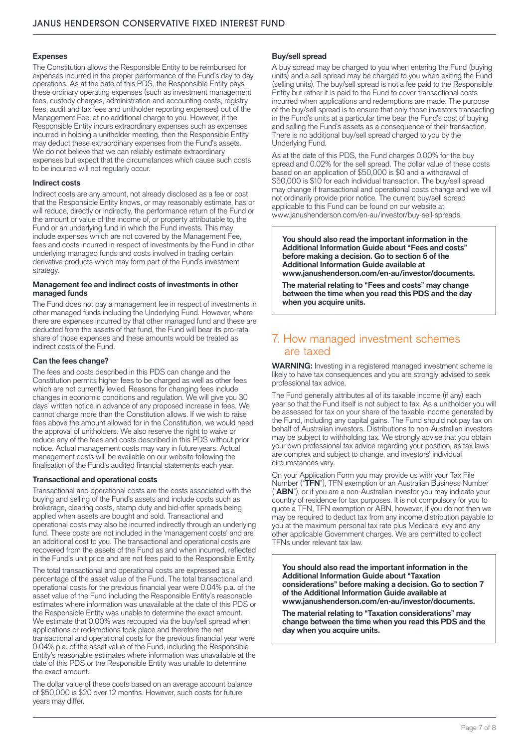### Expenses

The Constitution allows the Responsible Entity to be reimbursed for expenses incurred in the proper performance of the Fund's day to day operations. As at the date of this PDS, the Responsible Entity pays these ordinary operating expenses (such as investment management fees, custody charges, administration and accounting costs, registry fees, audit and tax fees and unitholder reporting expenses) out of the Management Fee, at no additional charge to you. However, if the Responsible Entity incurs extraordinary expenses such as expenses incurred in holding a unitholder meeting, then the Responsible Entity may deduct these extraordinary expenses from the Fund's assets. We do not believe that we can reliably estimate extraordinary expenses but expect that the circumstances which cause such costs to be incurred will not regularly occur.

### Indirect costs

Indirect costs are any amount, not already disclosed as a fee or cost that the Responsible Entity knows, or may reasonably estimate, has or will reduce, directly or indirectly, the performance return of the Fund or the amount or value of the income of, or property attributable to, the Fund or an underlying fund in which the Fund invests. This may include expenses which are not covered by the Management Fee, fees and costs incurred in respect of investments by the Fund in other underlying managed funds and costs involved in trading certain derivative products which may form part of the Fund's investment strategy.

### Management fee and indirect costs of investments in other managed funds

The Fund does not pay a management fee in respect of investments in other managed funds including the Underlying Fund. However, where there are expenses incurred by that other managed fund and these are deducted from the assets of that fund, the Fund will bear its pro-rata share of those expenses and these amounts would be treated as indirect costs of the Fund.

### Can the fees change?

The fees and costs described in this PDS can change and the Constitution permits higher fees to be charged as well as other fees which are not currently levied. Reasons for changing fees include changes in economic conditions and regulation. We will give you 30 days' written notice in advance of any proposed increase in fees. We cannot charge more than the Constitution allows. If we wish to raise fees above the amount allowed for in the Constitution, we would need the approval of unitholders. We also reserve the right to waive or reduce any of the fees and costs described in this PDS without prior notice. Actual management costs may vary in future years. Actual management costs will be available on our website following the finalisation of the Fund's audited financial statements each year.

### Transactional and operational costs

Transactional and operational costs are the costs associated with the buying and selling of the Fund's assets and include costs such as brokerage, clearing costs, stamp duty and bid-offer spreads being applied when assets are bought and sold. Transactional and operational costs may also be incurred indirectly through an underlying fund. These costs are not included in the 'management costs' and are an additional cost to you. The transactional and operational costs are recovered from the assets of the Fund as and when incurred, reflected in the Fund's unit price and are not fees paid to the Responsible Entity.

The total transactional and operational costs are expressed as a percentage of the asset value of the Fund. The total transactional and operational costs for the previous financial year were 0.04% p.a. of the asset value of the Fund including the Responsible Entity's reasonable estimates where information was unavailable at the date of this PDS or the Responsible Entity was unable to determine the exact amount. We estimate that 0.00% was recouped via the buy/sell spread when applications or redemptions took place and therefore the net transactional and operational costs for the previous financial year were 0.04% p.a. of the asset value of the Fund, including the Responsible Entity's reasonable estimates where information was unavailable at the date of this PDS or the Responsible Entity was unable to determine the exact amount.

The dollar value of these costs based on an average account balance of $50,000 is $20 over 12 months. However, such costs for future years may differ.

### Buy/sell spread

A buy spread may be charged to you when entering the Fund (buying units) and a sell spread may be charged to you when exiting the Fund (selling units). The buy/sell spread is not a fee paid to the Responsible Entity but rather it is paid to the Fund to cover transactional costs incurred when applications and redemptions are made. The purpose of the buy/sell spread is to ensure that only those investors transacting in the Fund's units at a particular time bear the Fund's cost of buying and selling the Fund's assets as a consequence of their transaction. There is no additional buy/sell spread charged to you by the Underlying Fund.

As at the date of this PDS, the Fund charges 0.00% for the buy spread and 0.02% for the sell spread. The dollar value of these costs based on an application of $50,000 is $0 and a withdrawal of $50,000 is $10 for each individual transaction. The buy/sell spread may change if transactional and operational costs change and we will not ordinarily provide prior notice. The current buy/sell spread applicable to this Fund can be found on our website at www.janushenderson.com/en-au/investor/buy-sell-spreads.

**You should also read the important information in the Additional Information Guide about "Fees and costs" before making a decision. Go to section 6 of the Additional Information Guide available at www.janushenderson.com/en-au/investor/documents.**

**The material relating to "Fees and costs" may change between the time when you read this PDS and the day when you acquire units.**

## 7. How managed investment schemes are taxed

**WARNING:** Investing in a registered managed investment scheme is likely to have tax consequences and you are strongly advised to seek professional tax advice.

The Fund generally attributes all of its taxable income (if any) each year so that the Fund itself is not subject to tax. As a unitholder you will be assessed for tax on your share of the taxable income generated by the Fund, including any capital gains. The Fund should not pay tax on behalf of Australian investors. Distributions to non-Australian investors may be subject to withholding tax. We strongly advise that you obtain your own professional tax advice regarding your position, as tax laws are complex and subject to change, and investors' individual circumstances vary.

On your Application Form you may provide us with your Tax File Number ("**TFN**"), TFN exemption or an Australian Business Number ("**ABN**"), or if you are a non-Australian investor you may indicate your country of residence for tax purposes. It is not compulsory for you to quote a TFN, TFN exemption or ABN, however, if you do not then we may be required to deduct tax from any income distribution payable to you at the maximum personal tax rate plus Medicare levy and any other applicable Government charges. We are permitted to collect TFNs under relevant tax law.

**You should also read the important information in the Additional Information Guide about "Taxation considerations" before making a decision. Go to section 7 of the Additional Information Guide available at www.janushenderson.com/en-au/investor/documents.**

**The material relating to "Taxation considerations" may change between the time when you read this PDS and the day when you acquire units.**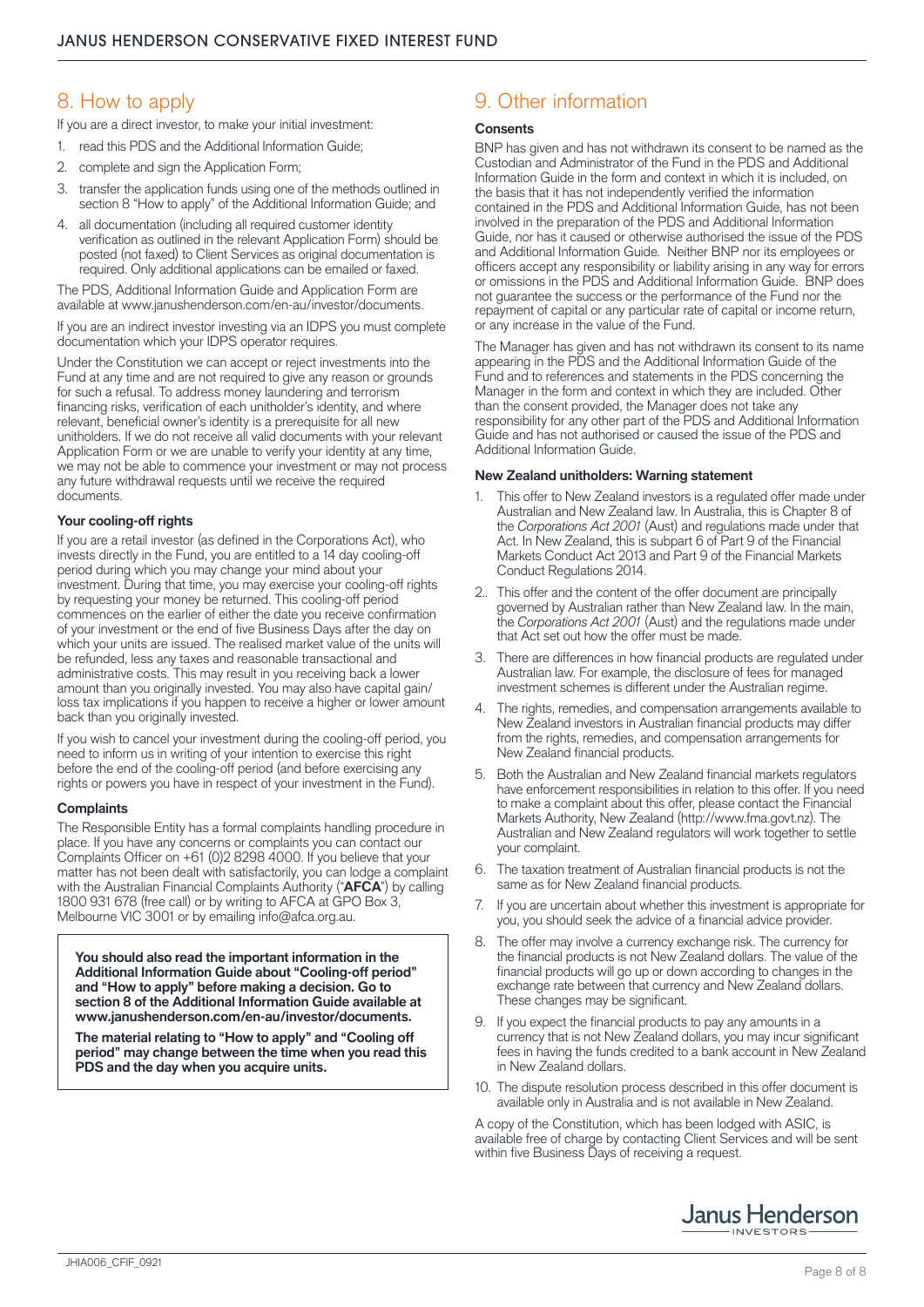## 8. How to apply

If you are a direct investor, to make your initial investment:

1. read this PDS and the Additional Information Guide;
2. complete and sign the Application Form;
3. transfer the application funds using one of the methods outlined in section 8 "How to apply" of the Additional Information Guide; and
4. all documentation (including all required customer identity verification as outlined in the relevant Application Form) should be posted (not faxed) to Client Services as original documentation is required. Only additional applications can be emailed or faxed.

The PDS, Additional Information Guide and Application Form are available at www.janushenderson.com/en-au/investor/documents.

If you are an indirect investor investing via an IDPS you must complete documentation which your IDPS operator requires.

Under the Constitution we can accept or reject investments into the Fund at any time and are not required to give any reason or grounds for such a refusal. To address money laundering and terrorism financing risks, verification of each unitholder's identity, and where relevant, beneficial owner's identity is a prerequisite for all new unitholders. If we do not receive all valid documents with your relevant Application Form or we are unable to verify your identity at any time, we may not be able to commence your investment or may not process any future withdrawal requests until we receive the required documents.

### Your cooling-off rights

If you are a retail investor (as defined in the Corporations Act), who invests directly in the Fund, you are entitled to a 14 day cooling-off period during which you may change your mind about your investment. During that time, you may exercise your cooling-off rights by requesting your money be returned. This cooling-off period commences on the earlier of either the date you receive confirmation of your investment or the end of five Business Days after the day on which your units are issued. The realised market value of the units will be refunded, less any taxes and reasonable transactional and administrative costs. This may result in you receiving back a lower amount than you originally invested. You may also have capital gain/loss tax implications if you happen to receive a higher or lower amount back than you originally invested.

If you wish to cancel your investment during the cooling-off period, you need to inform us in writing of your intention to exercise this right before the end of the cooling-off period (and before exercising any rights or powers you have in respect of your investment in the Fund).

### Complaints

The Responsible Entity has a formal complaints handling procedure in place. If you have any concerns or complaints you can contact our Complaints Officer on +61 (0)2 8298 4000. If you believe that your matter has not been dealt with satisfactorily, you can lodge a complaint with the Australian Financial Complaints Authority ("**AFCA**") by calling 1800 931 678 (free call) or by writing to AFCA at GPO Box 3, Melbourne VIC 3001 or by emailing info@afca.org.au.

**You should also read the important information in the Additional Information Guide about "Cooling-off period" and "How to apply" before making a decision. Go to section 8 of the Additional Information Guide available at www.janushenderson.com/en-au/investor/documents.**

**The material relating to "How to apply" and "Cooling off period" may change between the time when you read this PDS and the day when you acquire units.**

## 9. Other information

### Consents

BNP has given and has not withdrawn its consent to be named as the Custodian and Administrator of the Fund in the PDS and Additional Information Guide in the form and context in which it is included, on the basis that it has not independently verified the information contained in the PDS and Additional Information Guide, has not been involved in the preparation of the PDS and Additional Information Guide, nor has it caused or otherwise authorised the issue of the PDS and Additional Information Guide. Neither BNP nor its employees or officers accept any responsibility or liability arising in any way for errors or omissions in the PDS and Additional Information Guide. BNP does not guarantee the success or the performance of the Fund nor the repayment of capital or any particular rate of capital or income return, or any increase in the value of the Fund.

The Manager has given and has not withdrawn its consent to its name appearing in the PDS and the Additional Information Guide of the Fund and to references and statements in the PDS concerning the Manager in the form and context in which they are included. Other than the consent provided, the Manager does not take any responsibility for any other part of the PDS and Additional Information Guide and has not authorised or caused the issue of the PDS and Additional Information Guide.

### New Zealand unitholders: Warning statement

1. This offer to New Zealand investors is a regulated offer made under Australian and New Zealand law. In Australia, this is Chapter 8 of the *Corporations Act 2001* (Aust) and regulations made under that Act. In New Zealand, this is subpart 6 of Part 9 of the Financial Markets Conduct Act 2013 and Part 9 of the Financial Markets Conduct Regulations 2014.
2. This offer and the content of the offer document are principally governed by Australian rather than New Zealand law. In the main, the *Corporations Act 2001* (Aust) and the regulations made under that Act set out how the offer must be made.
3. There are differences in how financial products are regulated under Australian law. For example, the disclosure of fees for managed investment schemes is different under the Australian regime.
4. The rights, remedies, and compensation arrangements available to New Zealand investors in Australian financial products may differ from the rights, remedies, and compensation arrangements for New Zealand financial products.
5. Both the Australian and New Zealand financial markets regulators have enforcement responsibilities in relation to this offer. If you need to make a complaint about this offer, please contact the Financial Markets Authority, New Zealand (http://www.fma.govt.nz). The Australian and New Zealand regulators will work together to settle your complaint.
6. The taxation treatment of Australian financial products is not the same as for New Zealand financial products.
7. If you are uncertain about whether this investment is appropriate for you, you should seek the advice of a financial advice provider.
8. The offer may involve a currency exchange risk. The currency for the financial products is not New Zealand dollars. The value of the financial products will go up or down according to changes in the exchange rate between that currency and New Zealand dollars. These changes may be significant.
9. If you expect the financial products to pay any amounts in a currency that is not New Zealand dollars, you may incur significant fees in having the funds credited to a bank account in New Zealand in New Zealand dollars.
10. The dispute resolution process described in this offer document is available only in Australia and is not available in New Zealand.

A copy of the Constitution, which has been lodged with ASIC, is available free of charge by contacting Client Services and will be sent within five Business Days of receiving a request.

JHIA006_CFIF_0921